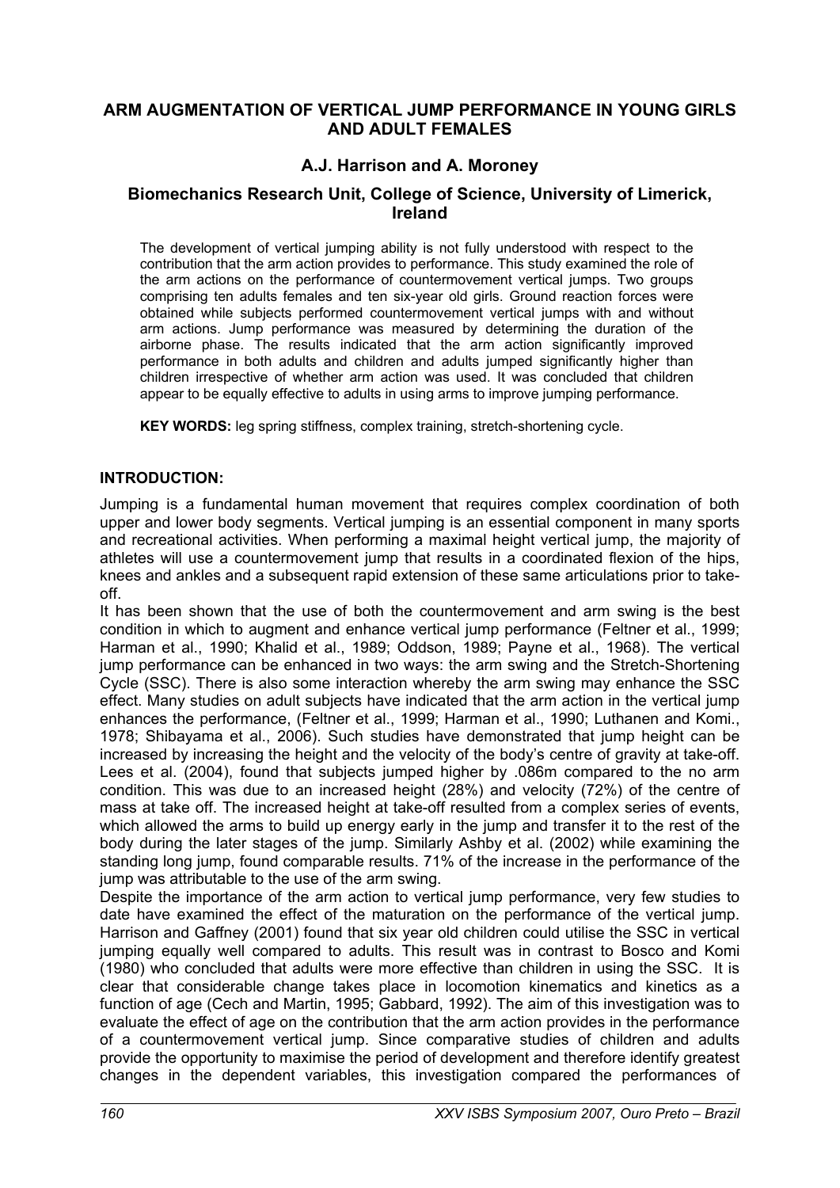# ARM AUGMENTATION OF VERTICAL JUMP PERFORMANCE IN YOUNG GIRLS AND ADULT FEMALES

### A.J. Harrison and A. Moroney

### Biomechanics Research Unit, College of Science, University of Limerick, Ireland

The development of vertical jumping ability is not fully understood with respect to the contribution that the arm action provides to performance. This study examined the role of the arm actions on the performance of countermovement vertical jumps. Two groups comprising ten adults females and ten six-year old girls. Ground reaction forces were obtained while subjects performed countermovement vertical jumps with and without arm actions. Jump performance was measured by determining the duration of the airborne phase. The results indicated that the arm action significantly improved performance in both adults and children and adults jumped significantly higher than children irrespective of whether arm action was used. It was concluded that children appear to be equally effective to adults in using arms to improve jumping performance.

**KEY WORDS:** leg spring stiffness, complex training, stretch-shortening cycle.

## INTRODUCTION:

Jumping is a fundamental human movement that requires complex coordination of both upper and lower body segments. Vertical jumping is an essential component in many sports and recreational activities. When performing a maximal height vertical jump, the majority of athletes will use a countermovement jump that results in a coordinated flexion of the hips, knees and ankles and a subsequent rapid extension of these same articulations prior to take-off.

It has been shown that the use of both the countermovement and arm swing is the best condition in which to augment and enhance vertical jump performance (Feltner et al., 1999; Harman et al., 1990; Khalid et al., 1989; Oddson, 1989; Payne et al., 1968). The vertical jump performance can be enhanced in two ways: the arm swing and the Stretch-Shortening Cycle (SSC). There is also some interaction whereby the arm swing may enhance the SSC effect. Many studies on adult subjects have indicated that the arm action in the vertical jump enhances the performance, (Feltner et al., 1999; Harman et al., 1990; Luthanen and Komi., 1978; Shibayama et al., 2006). Such studies have demonstrated that jump height can be increased by increasing the height and the velocity of the body's centre of gravity at take-off. Lees et al. (2004), found that subjects jumped higher by .086m compared to the no arm condition. This was due to an increased height (28%) and velocity (72%) of the centre of mass at take off. The increased height at take-off resulted from a complex series of events, which allowed the arms to build up energy early in the jump and transfer it to the rest of the body during the later stages of the jump. Similarly Ashby et al. (2002) while examining the standing long jump, found comparable results. 71% of the increase in the performance of the jump was attributable to the use of the arm swing.

Despite the importance of the arm action to vertical jump performance, very few studies to date have examined the effect of the maturation on the performance of the vertical jump. Harrison and Gaffney (2001) found that six year old children could utilise the SSC in vertical jumping equally well compared to adults. This result was in contrast to Bosco and Komi (1980) who concluded that adults were more effective than children in using the SSC. It is clear that considerable change takes place in locomotion kinematics and kinetics as a function of age (Cech and Martin, 1995; Gabbard, 1992). The aim of this investigation was to evaluate the effect of age on the contribution that the arm action provides in the performance of a countermovement vertical jump. Since comparative studies of children and adults provide the opportunity to maximise the period of development and therefore identify greatest changes in the dependent variables, this investigation compared the performances of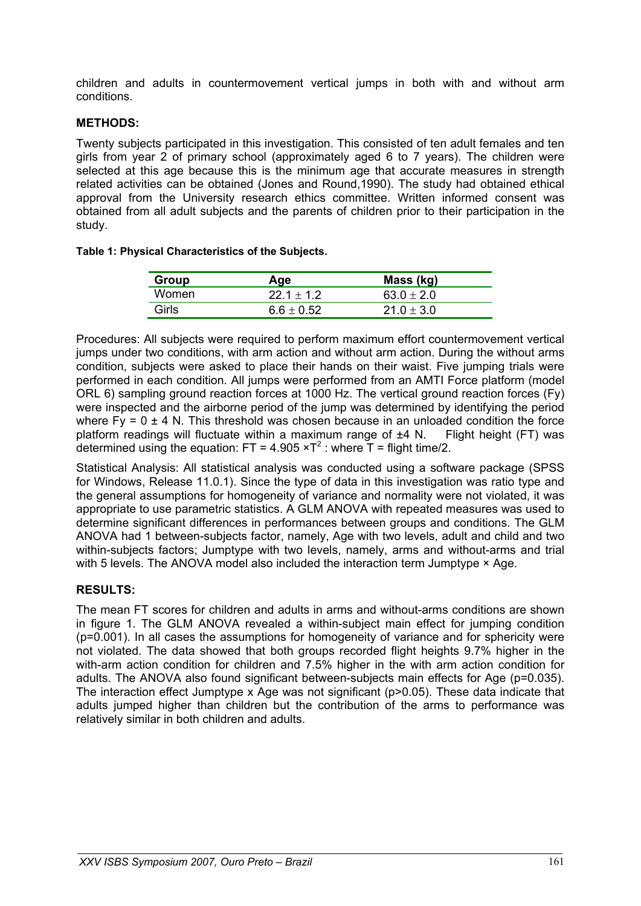children and adults in countermovement vertical jumps in both with and without arm conditions.

## METHODS:

Twenty subjects participated in this investigation. This consisted of ten adult females and ten girls from year 2 of primary school (approximately aged 6 to 7 years). The children were selected at this age because this is the minimum age that accurate measures in strength related activities can be obtained (Jones and Round,1990). The study had obtained ethical approval from the University research ethics committee. Written informed consent was obtained from all adult subjects and the parents of children prior to their participation in the study.

**Table 1: Physical Characteristics of the Subjects.**

| Group | Age | Mass (kg) |
|---|---|---|
| Women | $22.1 \pm 1.2$ | $63.0 \pm 2.0$ |
| Girls | $6.6 \pm 0.52$ | $21.0 \pm 3.0$ |

Procedures: All subjects were required to perform maximum effort countermovement vertical jumps under two conditions, with arm action and without arm action. During the without arms condition, subjects were asked to place their hands on their waist. Five jumping trials were performed in each condition. All jumps were performed from an AMTI Force platform (model ORL 6) sampling ground reaction forces at 1000 Hz. The vertical ground reaction forces (Fy) were inspected and the airborne period of the jump was determined by identifying the period where $Fy = 0 \pm 4$ N. This threshold was chosen because in an unloaded condition the force platform readings will fluctuate within a maximum range of ±4 N. Flight height (FT) was determined using the equation: $FT = 4.905 \times T^2$ : where T = flight time/2.

Statistical Analysis: All statistical analysis was conducted using a software package (SPSS for Windows, Release 11.0.1). Since the type of data in this investigation was ratio type and the general assumptions for homogeneity of variance and normality were not violated, it was appropriate to use parametric statistics. A GLM ANOVA with repeated measures was used to determine significant differences in performances between groups and conditions. The GLM ANOVA had 1 between-subjects factor, namely, Age with two levels, adult and child and two within-subjects factors; Jumptype with two levels, namely, arms and without-arms and trial with 5 levels. The ANOVA model also included the interaction term Jumptype × Age.

## RESULTS:

The mean FT scores for children and adults in arms and without-arms conditions are shown in figure 1. The GLM ANOVA revealed a within-subject main effect for jumping condition ($p=0.001$). In all cases the assumptions for homogeneity of variance and for sphericity were not violated. The data showed that both groups recorded flight heights 9.7% higher in the with-arm action condition for children and 7.5% higher in the with arm action condition for adults. The ANOVA also found significant between-subjects main effects for Age ($p=0.035$). The interaction effect Jumptype x Age was not significant ($p>0.05$). These data indicate that adults jumped higher than children but the contribution of the arms to performance was relatively similar in both children and adults.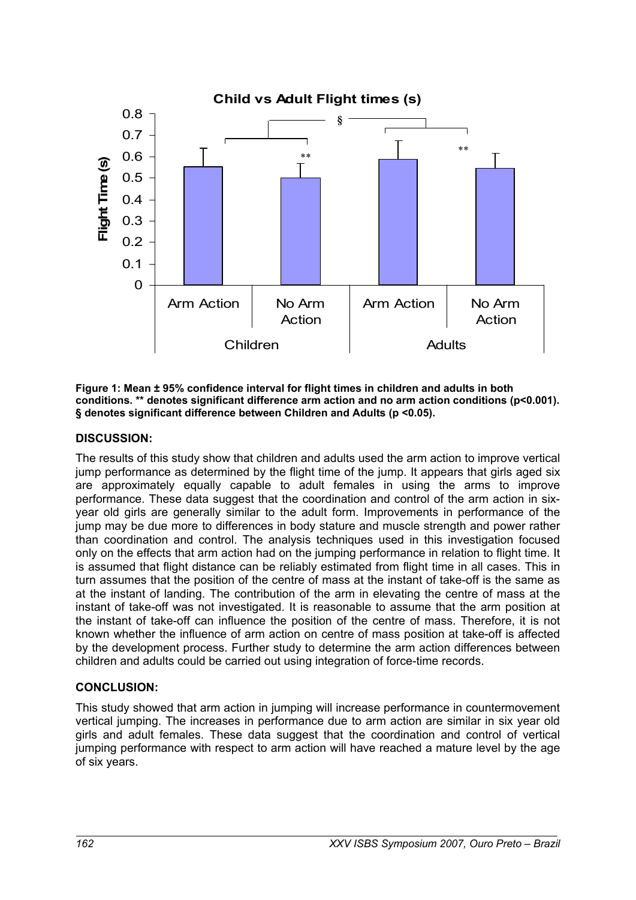**Figure 1: Mean ± 95% confidence interval for flight times in children and adults in both conditions. ** denotes significant difference arm action and no arm action conditions (p<0.001). § denotes significant difference between Children and Adults (p <0.05).**

## DISCUSSION:

The results of this study show that children and adults used the arm action to improve vertical jump performance as determined by the flight time of the jump. It appears that girls aged six are approximately equally capable to adult females in using the arms to improve performance. These data suggest that the coordination and control of the arm action in six-year old girls are generally similar to the adult form. Improvements in performance of the jump may be due more to differences in body stature and muscle strength and power rather than coordination and control. The analysis techniques used in this investigation focused only on the effects that arm action had on the jumping performance in relation to flight time. It is assumed that flight distance can be reliably estimated from flight time in all cases. This in turn assumes that the position of the centre of mass at the instant of take-off is the same as at the instant of landing. The contribution of the arm in elevating the centre of mass at the instant of take-off was not investigated. It is reasonable to assume that the arm position at the instant of take-off can influence the position of the centre of mass. Therefore, it is not known whether the influence of arm action on centre of mass position at take-off is affected by the development process. Further study to determine the arm action differences between children and adults could be carried out using integration of force-time records.

## CONCLUSION:

This study showed that arm action in jumping will increase performance in countermovement vertical jumping. The increases in performance due to arm action are similar in six year old girls and adult females. These data suggest that the coordination and control of vertical jumping performance with respect to arm action will have reached a mature level by the age of six years.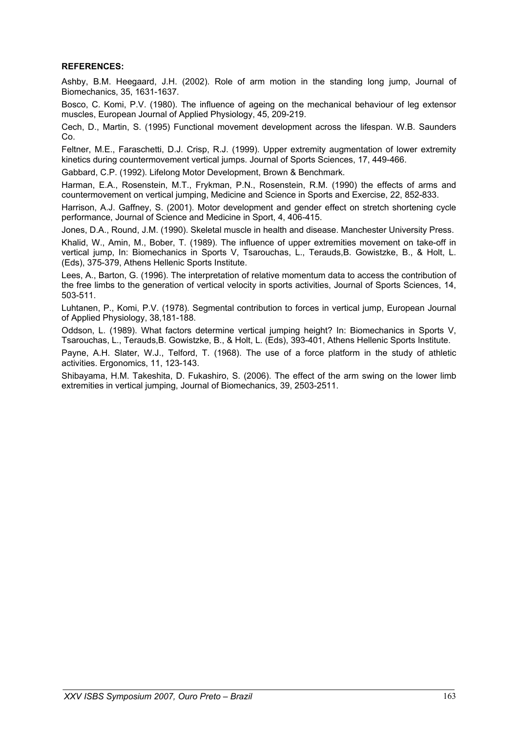**REFERENCES:**

Ashby, B.M. Heegaard, J.H. (2002). Role of arm motion in the standing long jump, Journal of Biomechanics, 35, 1631-1637.

Bosco, C. Komi, P.V. (1980). The influence of ageing on the mechanical behaviour of leg extensor muscles, European Journal of Applied Physiology, 45, 209-219.

Cech, D., Martin, S. (1995) Functional movement development across the lifespan. W.B. Saunders Co.

Feltner, M.E., Faraschetti, D.J. Crisp, R.J. (1999). Upper extremity augmentation of lower extremity kinetics during countermovement vertical jumps. Journal of Sports Sciences, 17, 449-466.

Gabbard, C.P. (1992). Lifelong Motor Development, Brown & Benchmark.

Harman, E.A., Rosenstein, M.T., Frykman, P.N., Rosenstein, R.M. (1990) the effects of arms and countermovement on vertical jumping, Medicine and Science in Sports and Exercise, 22, 852-833.

Harrison, A.J. Gaffney, S. (2001). Motor development and gender effect on stretch shortening cycle performance, Journal of Science and Medicine in Sport, 4, 406-415.

Jones, D.A., Round, J.M. (1990). Skeletal muscle in health and disease. Manchester University Press.

Khalid, W., Amin, M., Bober, T. (1989). The influence of upper extremities movement on take-off in vertical jump, In: Biomechanics in Sports V, Tsarouchas, L., Terauds,B. Gowistzke, B., & Holt, L. (Eds), 375-379, Athens Hellenic Sports Institute.

Lees, A., Barton, G. (1996). The interpretation of relative momentum data to access the contribution of the free limbs to the generation of vertical velocity in sports activities, Journal of Sports Sciences, 14, 503-511.

Luhtanen, P., Komi, P.V. (1978). Segmental contribution to forces in vertical jump, European Journal of Applied Physiology, 38,181-188.

Oddson, L. (1989). What factors determine vertical jumping height? In: Biomechanics in Sports V, Tsarouchas, L., Terauds,B. Gowistzke, B., & Holt, L. (Eds), 393-401, Athens Hellenic Sports Institute.

Payne, A.H. Slater, W.J., Telford, T. (1968). The use of a force platform in the study of athletic activities. Ergonomics, 11, 123-143.

Shibayama, H.M. Takeshita, D. Fukashiro, S. (2006). The effect of the arm swing on the lower limb extremities in vertical jumping, Journal of Biomechanics, 39, 2503-2511.